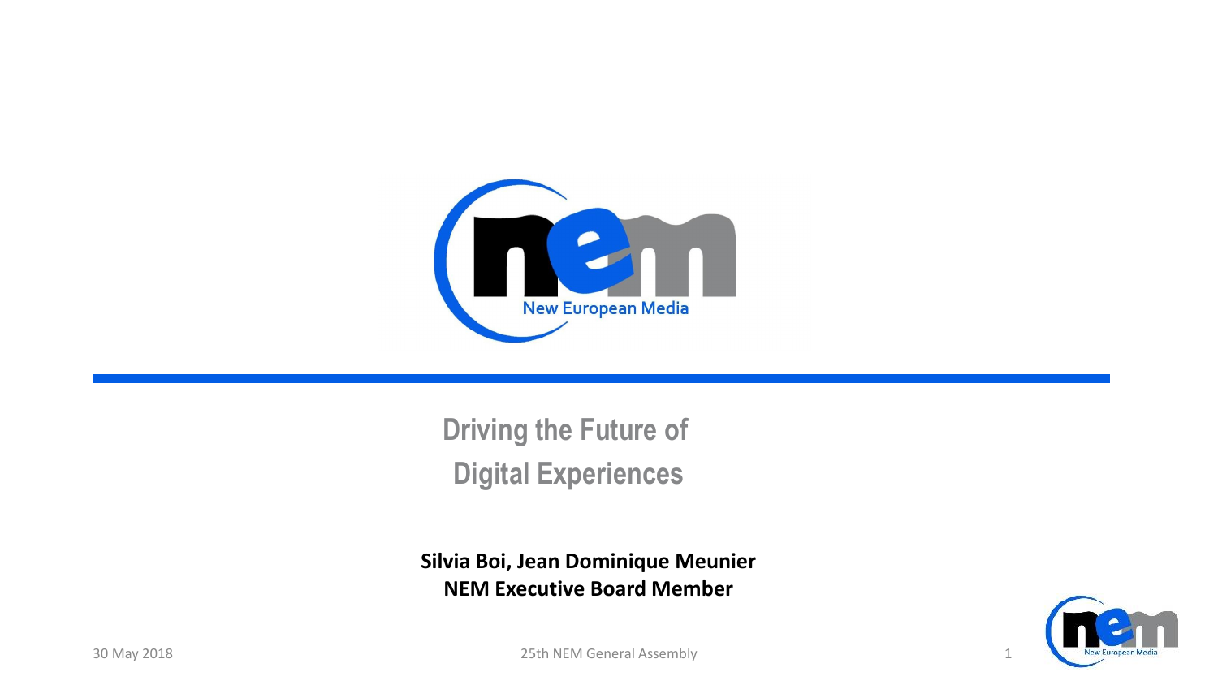# Driving the Future of Digital Experiences

**Silvia Boi, Jean Dominique Meunier**
**NEM Executive Board Member**

30 May 2018

25th NEM General Assembly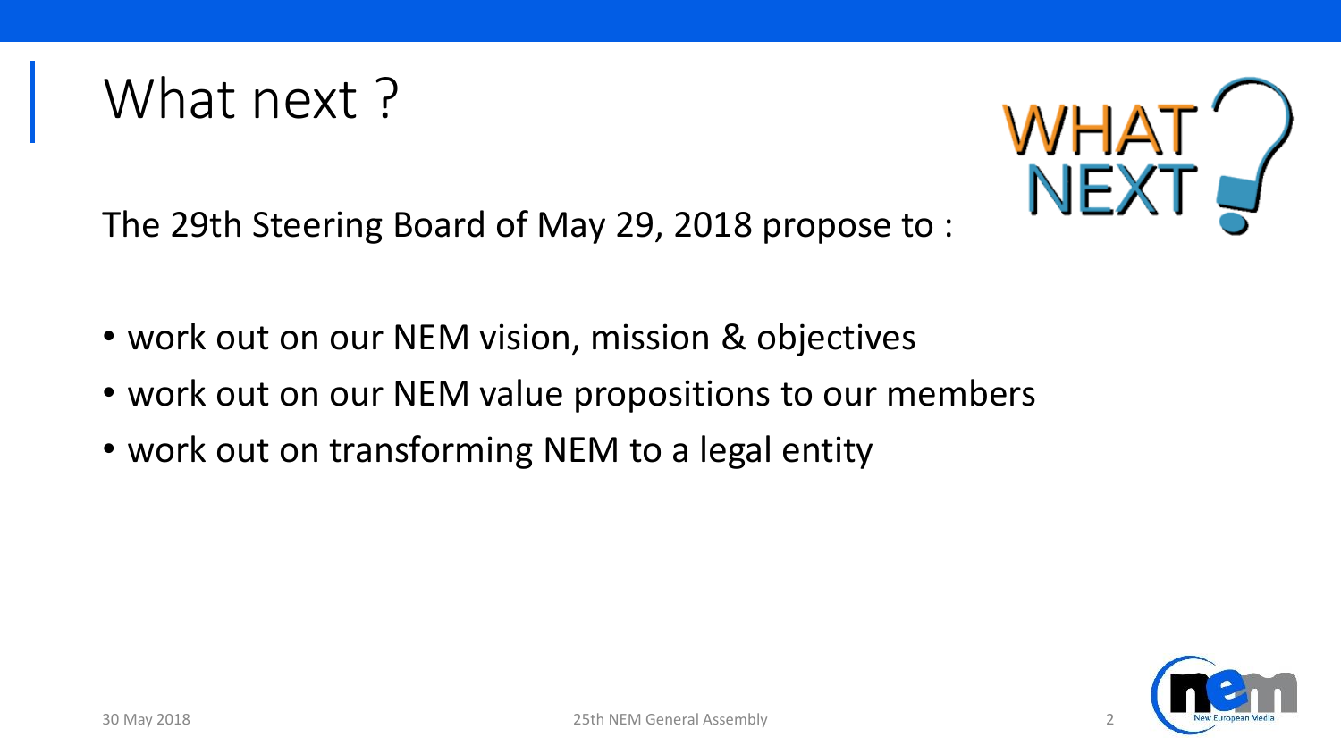# What next ?

The 29th Steering Board of May 29, 2018 propose to :

- work out on our NEM vision, mission & objectives
- work out on our NEM value propositions to our members
- work out on transforming NEM to a legal entity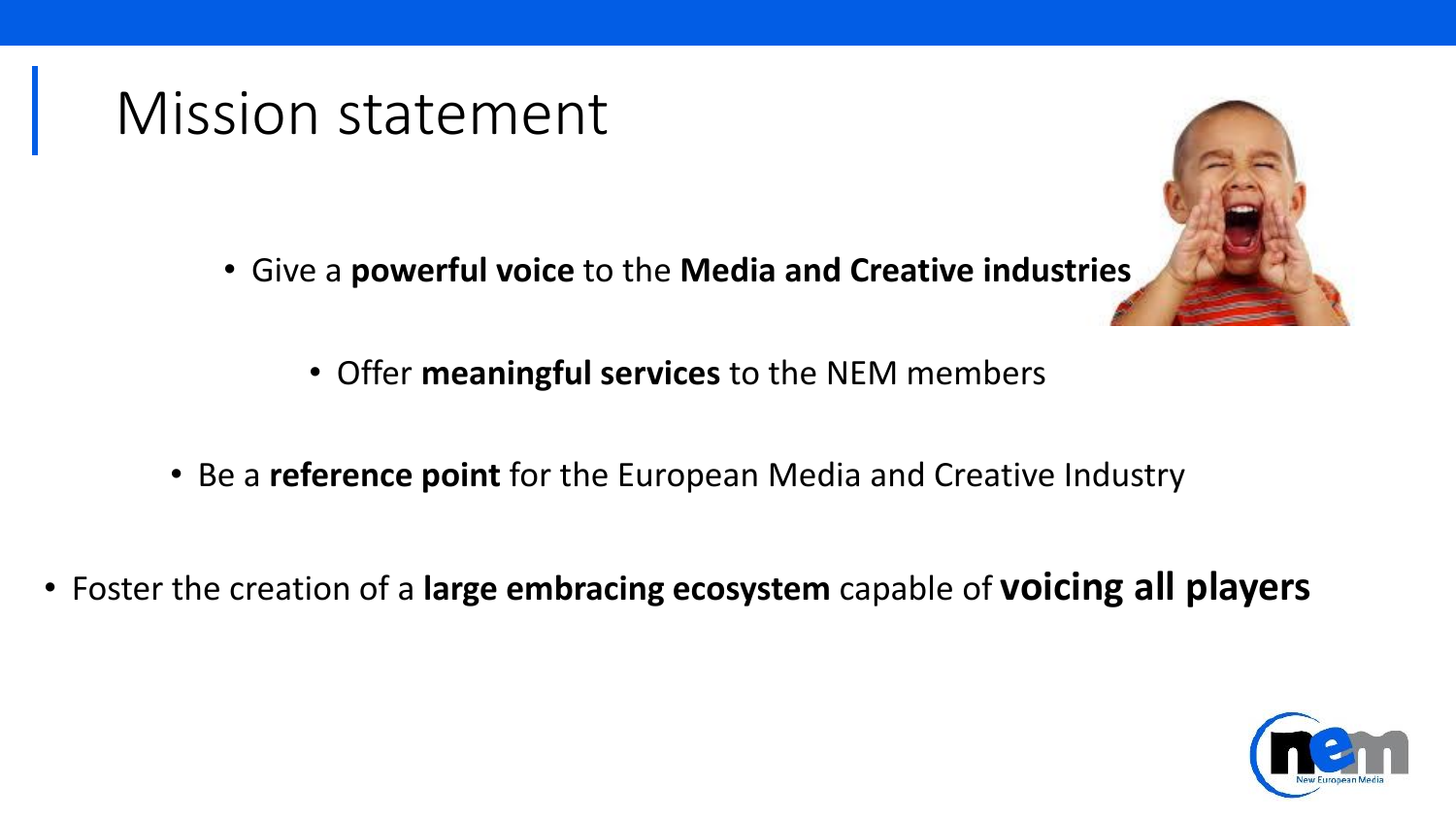# Mission statement

- Give a **powerful voice** to the **Media and Creative industries**
- Offer **meaningful services** to the NEM members
- Be a **reference point** for the European Media and Creative Industry
- Foster the creation of a **large embracing ecosystem** capable of **voicing all players**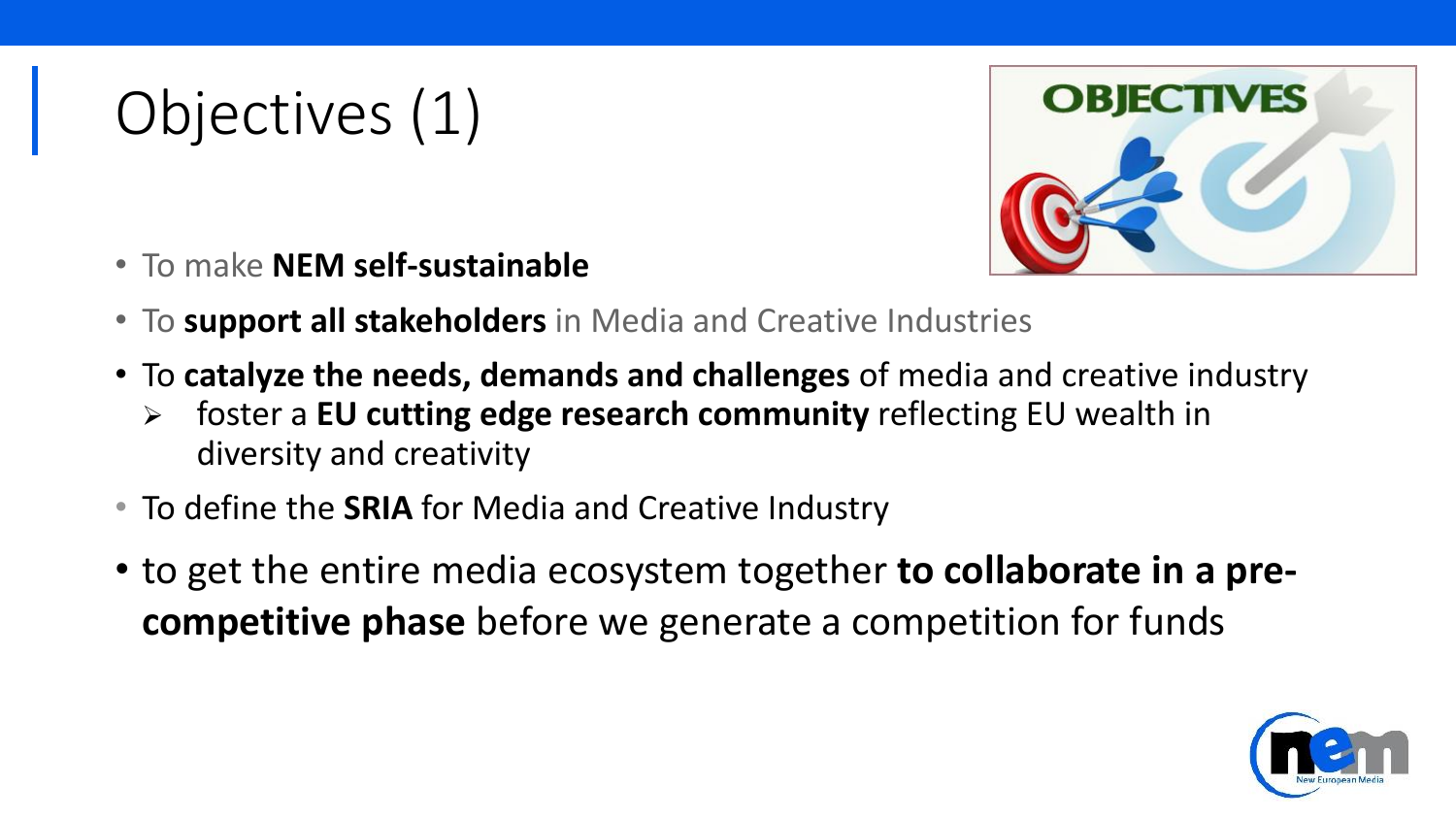# Objectives (1)

- To make **NEM self-sustainable**
- To **support all stakeholders** in Media and Creative Industries
- To **catalyze the needs, demands and challenges** of media and creative industry
  - foster a **EU cutting edge research community** reflecting EU wealth in diversity and creativity
- To define the **SRIA** for Media and Creative Industry
- to get the entire media ecosystem together **to collaborate in a pre-competitive phase** before we generate a competition for funds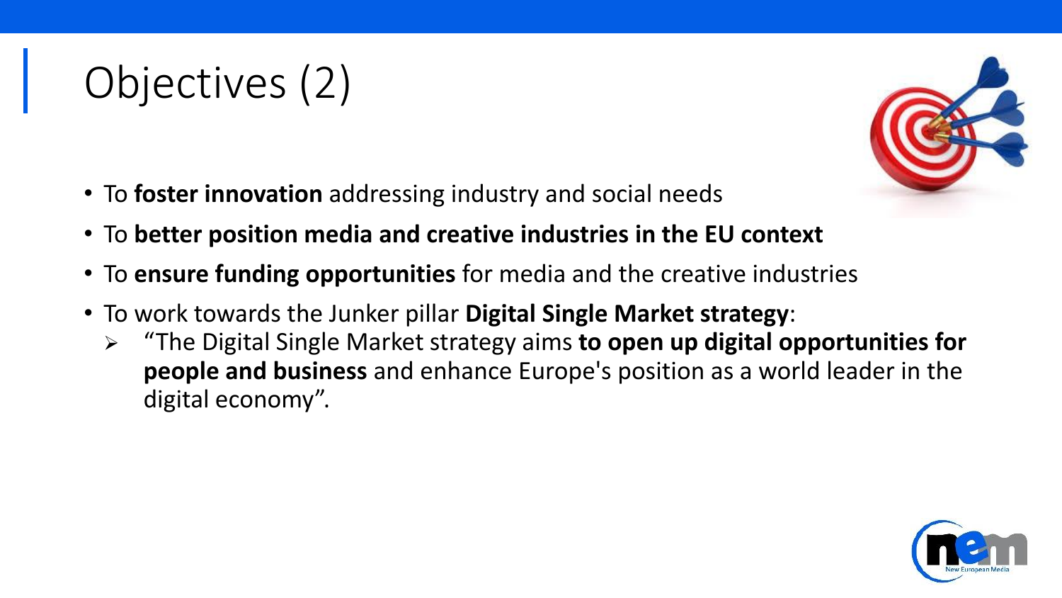# Objectives (2)

- To **foster innovation** addressing industry and social needs
- To **better position media and creative industries in the EU context**
- To **ensure funding opportunities** for media and the creative industries
- To work towards the Junker pillar **Digital Single Market strategy**:
  - "The Digital Single Market strategy aims **to open up digital opportunities for people and business** and enhance Europe's position as a world leader in the digital economy".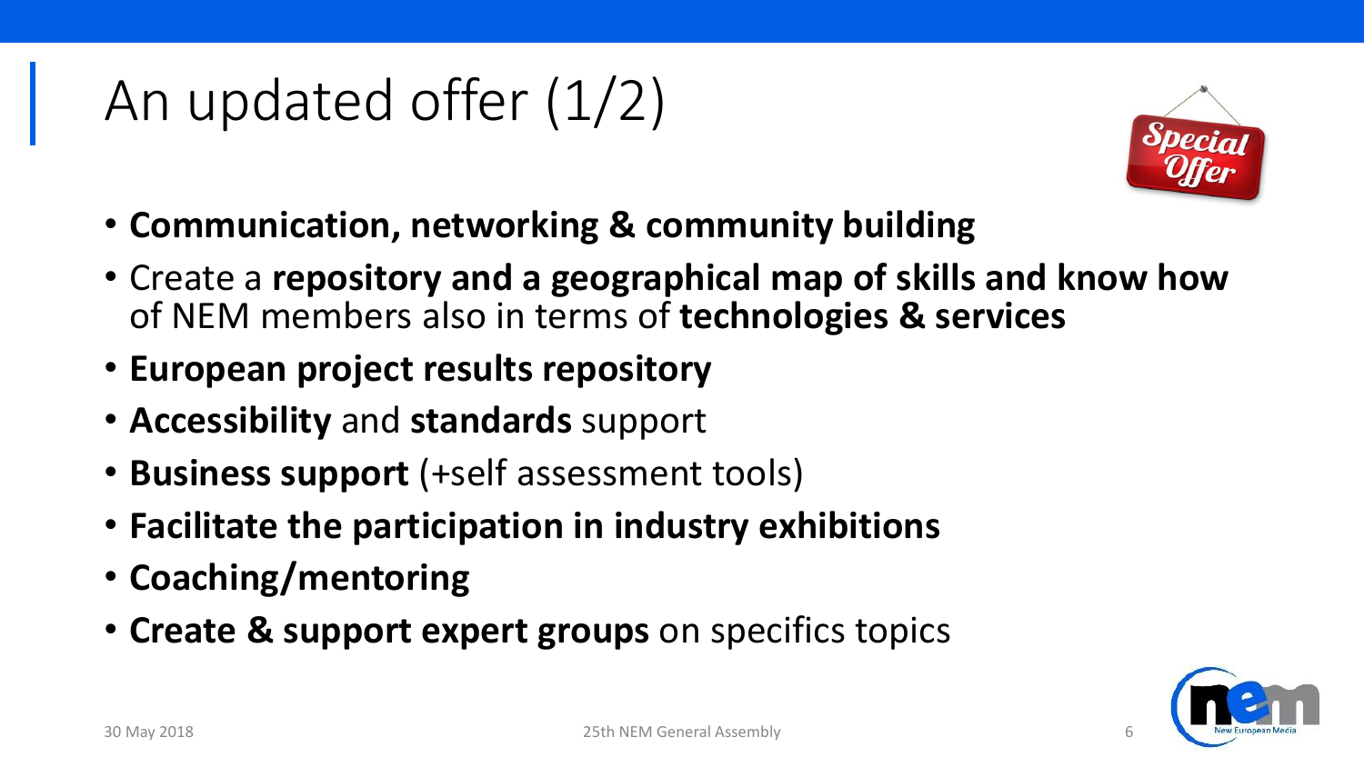# An updated offer (1/2)

- **Communication, networking & community building**
- Create a **repository and a geographical map of skills and know how** of NEM members also in terms of **technologies & services**
- **European project results repository**
- **Accessibility** and **standards** support
- **Business support** (+self assessment tools)
- **Facilitate the participation in industry exhibitions**
- **Coaching/mentoring**
- **Create & support expert groups** on specifics topics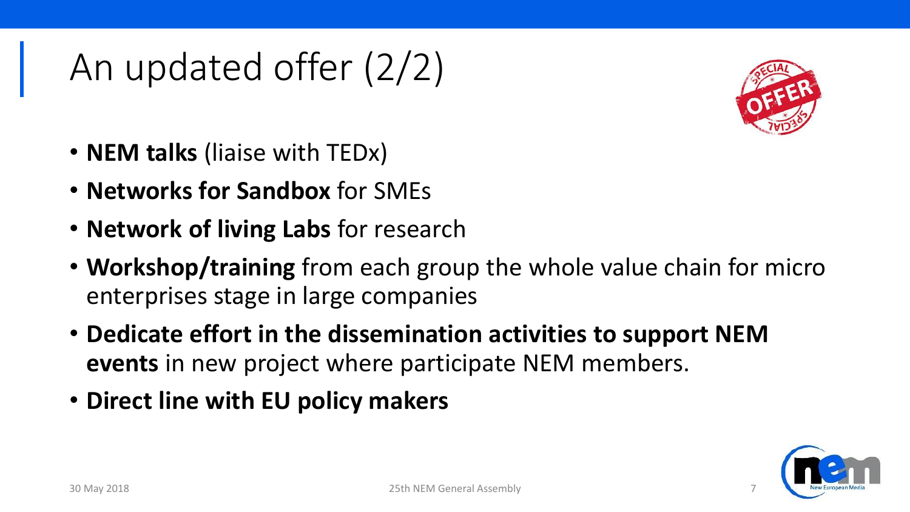# An updated offer (2/2)

- **NEM talks** (liaise with TEDx)
- **Networks for Sandbox** for SMEs
- **Network of living Labs** for research
- **Workshop/training** from each group the whole value chain for micro enterprises stage in large companies
- **Dedicate effort in the dissemination activities to support NEM events** in new project where participate NEM members.
- **Direct line with EU policy makers**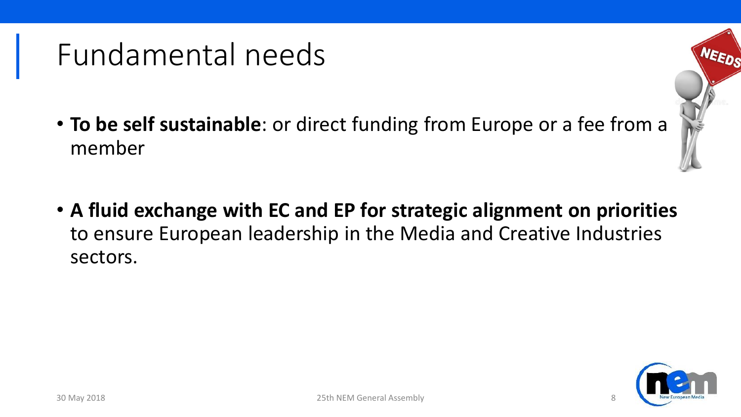# Fundamental needs

- **To be self sustainable**: or direct funding from Europe or a fee from a member

- **A fluid exchange with EC and EP for strategic alignment on priorities** to ensure European leadership in the Media and Creative Industries sectors.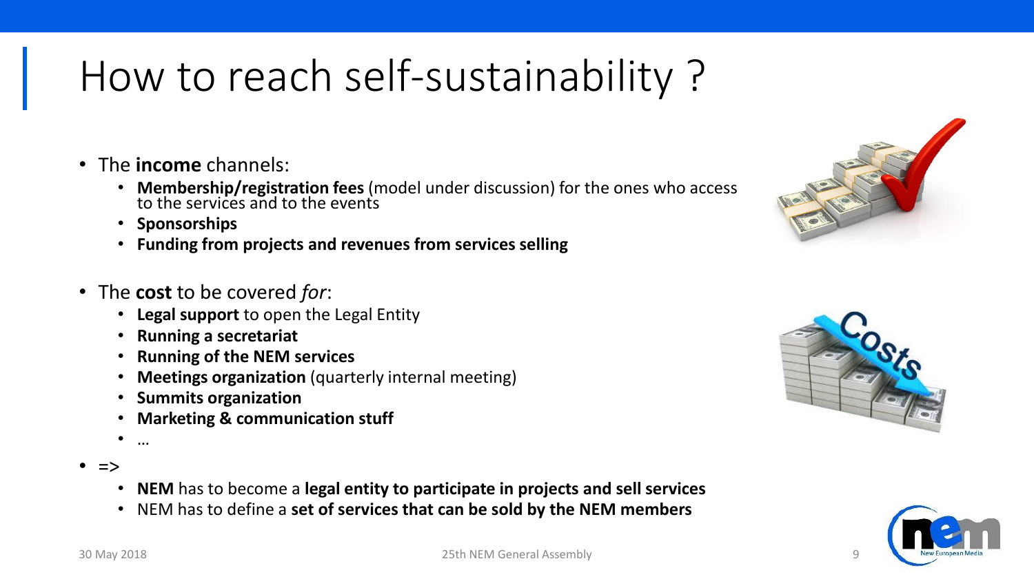# How to reach self-sustainability ?

- The **income** channels:
  - **Membership/registration fees** (model under discussion) for the ones who access to the services and to the events
  - **Sponsorships**
  - **Funding from projects and revenues from services selling**
- The **cost** to be covered *for*:
  - **Legal support** to open the Legal Entity
  - **Running a secretariat**
  - **Running of the NEM services**
  - **Meetings organization** (quarterly internal meeting)
  - **Summits organization**
  - **Marketing & communication stuff**
  - …
- =>
  - **NEM** has to become a **legal entity to participate in projects and sell services**
  - NEM has to define a **set of services that can be sold by the NEM members**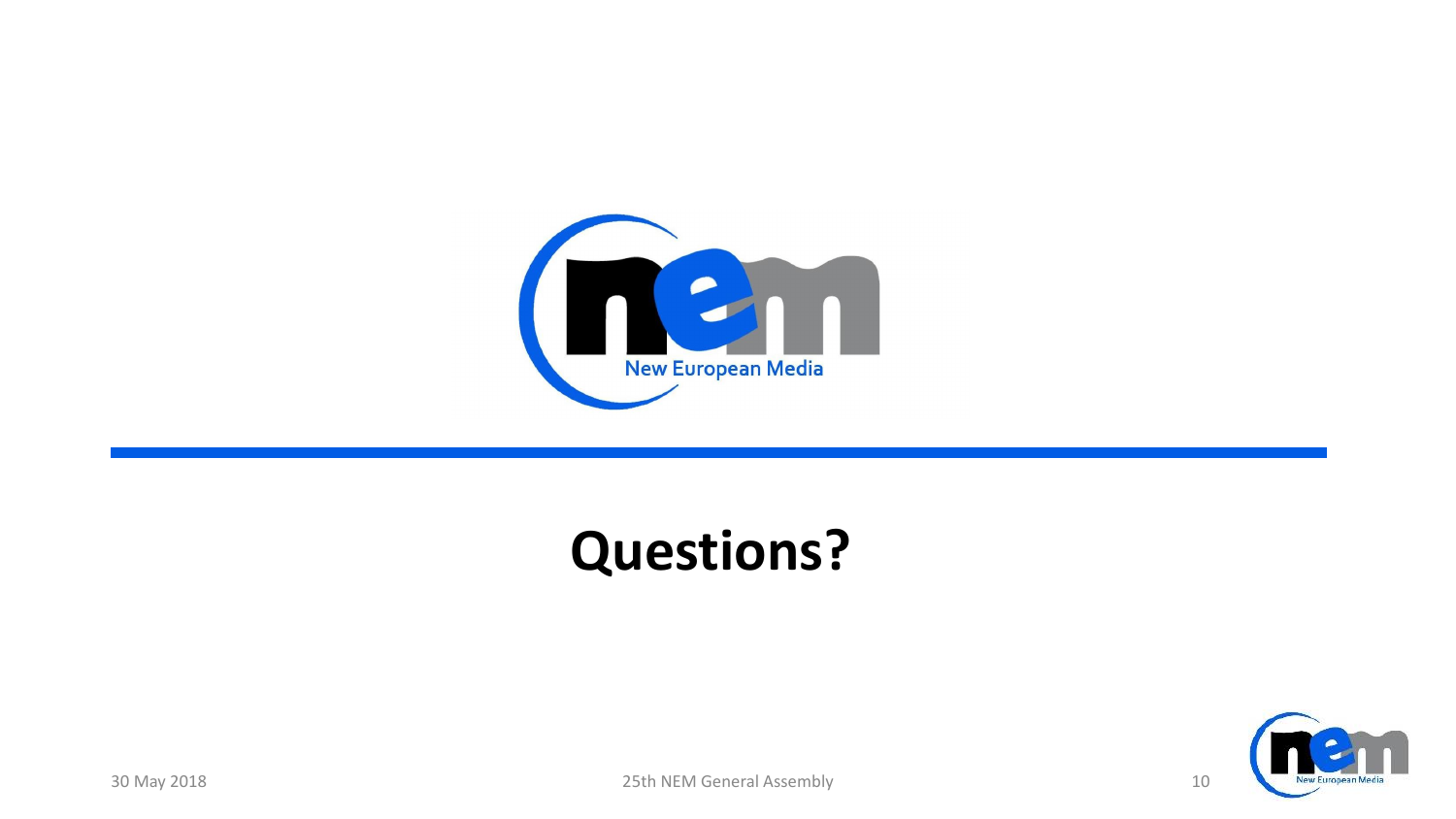New European Media

# Questions?